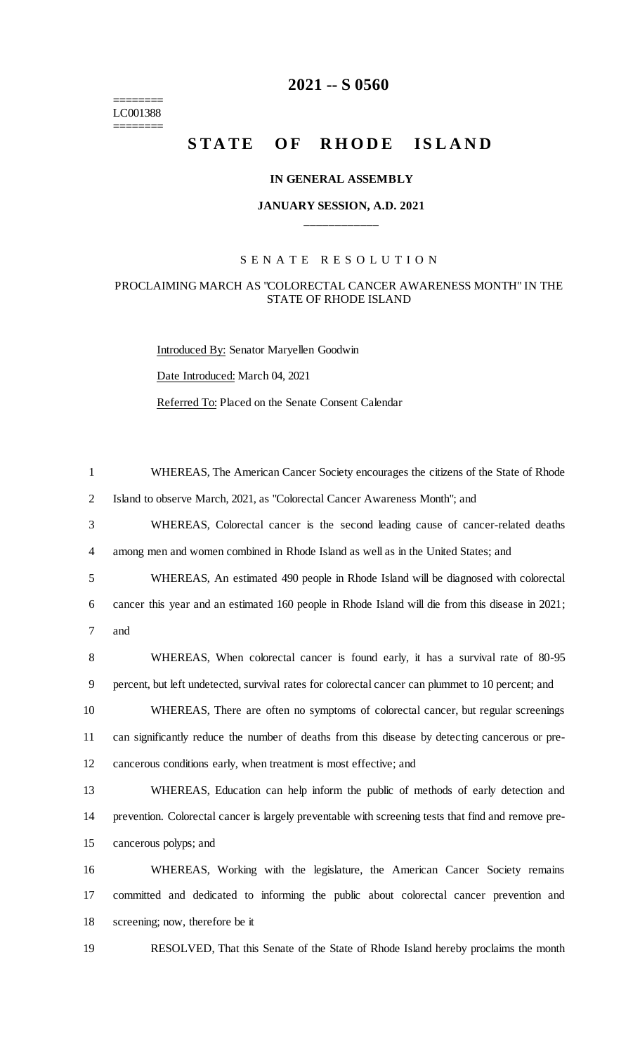# 2021 -- S 0560

========
LC001388
========

# STATE OF RHODE ISLAND

### IN GENERAL ASSEMBLY

### JANUARY SESSION, A.D. 2021

____________

S E N A T E   R E S O L U T I O N

PROCLAIMING MARCH AS "COLORECTAL CANCER AWARENESS MONTH" IN THE STATE OF RHODE ISLAND

Introduced By: Senator Maryellen Goodwin

Date Introduced: March 04, 2021

Referred To: Placed on the Senate Consent Calendar

WHEREAS, The American Cancer Society encourages the citizens of the State of Rhode Island to observe March, 2021, as "Colorectal Cancer Awareness Month"; and

WHEREAS, Colorectal cancer is the second leading cause of cancer-related deaths among men and women combined in Rhode Island as well as in the United States; and

WHEREAS, An estimated 490 people in Rhode Island will be diagnosed with colorectal cancer this year and an estimated 160 people in Rhode Island will die from this disease in 2021; and

WHEREAS, When colorectal cancer is found early, it has a survival rate of 80-95 percent, but left undetected, survival rates for colorectal cancer can plummet to 10 percent; and

WHEREAS, There are often no symptoms of colorectal cancer, but regular screenings can significantly reduce the number of deaths from this disease by detecting cancerous or pre-cancerous conditions early, when treatment is most effective; and

WHEREAS, Education can help inform the public of methods of early detection and prevention. Colorectal cancer is largely preventable with screening tests that find and remove pre-cancerous polyps; and

WHEREAS, Working with the legislature, the American Cancer Society remains committed and dedicated to informing the public about colorectal cancer prevention and screening; now, therefore be it

RESOLVED, That this Senate of the State of Rhode Island hereby proclaims the month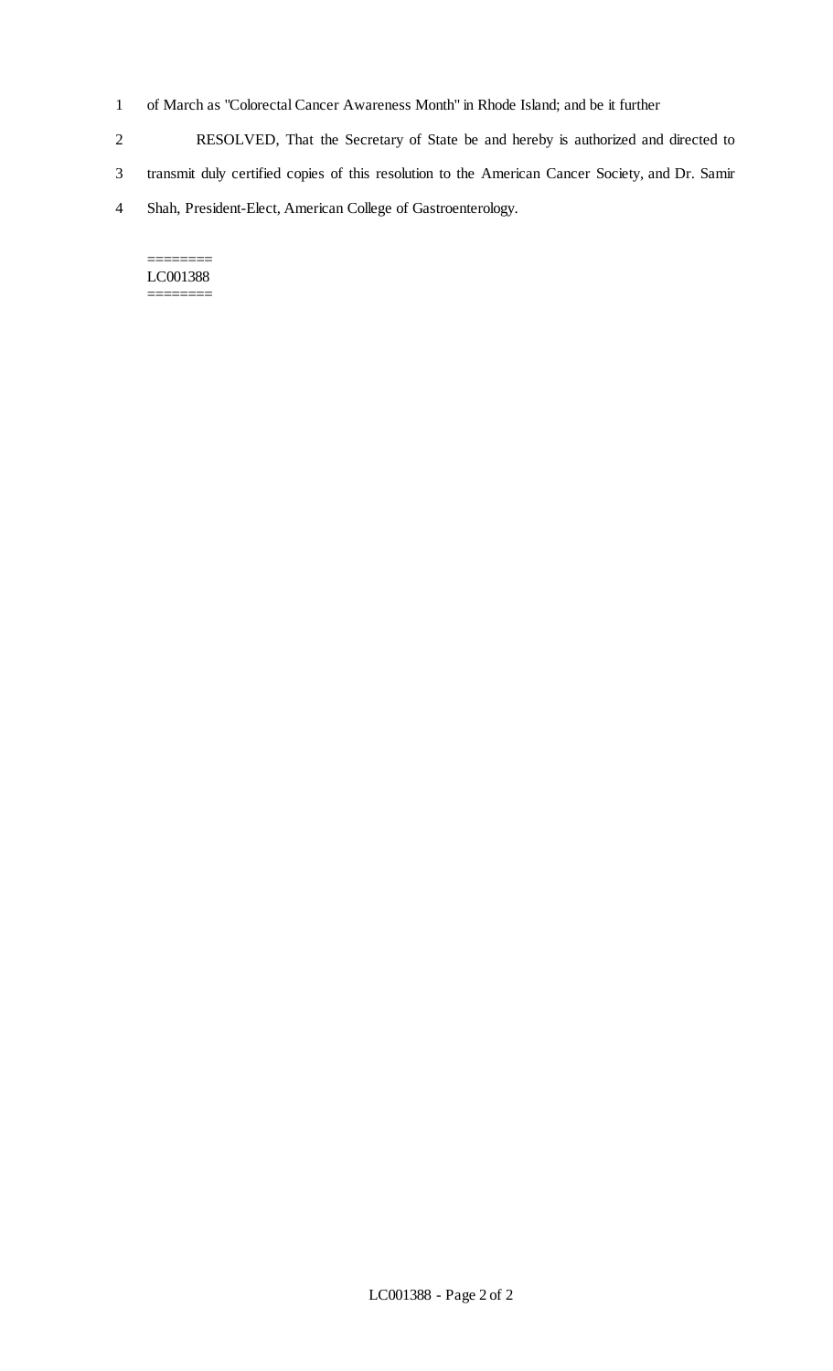of March as "Colorectal Cancer Awareness Month" in Rhode Island; and be it further

RESOLVED, That the Secretary of State be and hereby is authorized and directed to transmit duly certified copies of this resolution to the American Cancer Society, and Dr. Samir Shah, President-Elect, American College of Gastroenterology.

========
LC001388
========